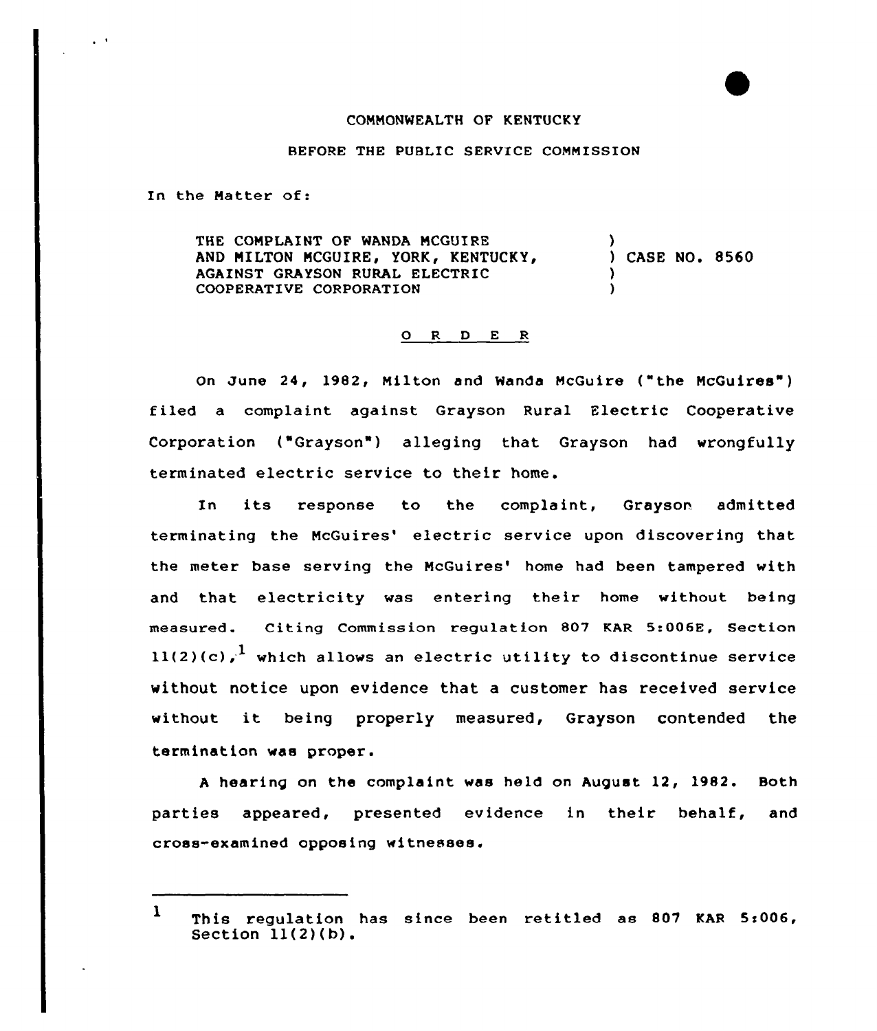COMMONWEALTH OF KENTUCKY

BEFORE THE PUBLIC SERVICE COMMISSION

In the Matter of:

THE COMPLAINT OF WANDA MCGUIRE AND MILTON MCGUIRE, YORK, KENTUCKY, AGAINST GRAYSON RURAL ELECTRIC COOPERATIVE CORPORATION ) CASE NO. 8560

O R D E R

On June 24, 1982, Milton and Wanda McGuire ("the McGuires") filed a complaint against Grayson Rural Electric Cooperative Corporation ("Grayson") alleging that Grayson had wrongfully terminated electric service to their home.

In its response to the complaint, Grayson admitted terminating the McGuires' electric service upon discovering that the meter base serving the McGuires' home had been tampered with and that electricity was entering their home without being measured. Citing Commission regulation 807 KAR 5:006E, Section 11(2)(c),[1] which allows an electric utility to discontinue service without notice upon evidence that a customer has received service without it being properly measured, Grayson contended the termination was proper.

A hearing on the complaint was held on August 12, 1982. Both parties appeared, presented evidence in their behalf, and cross-examined opposing witnesses.

---

[1] This regulation has since been retitled as 807 KAR 5:006, Section 11(2)(b).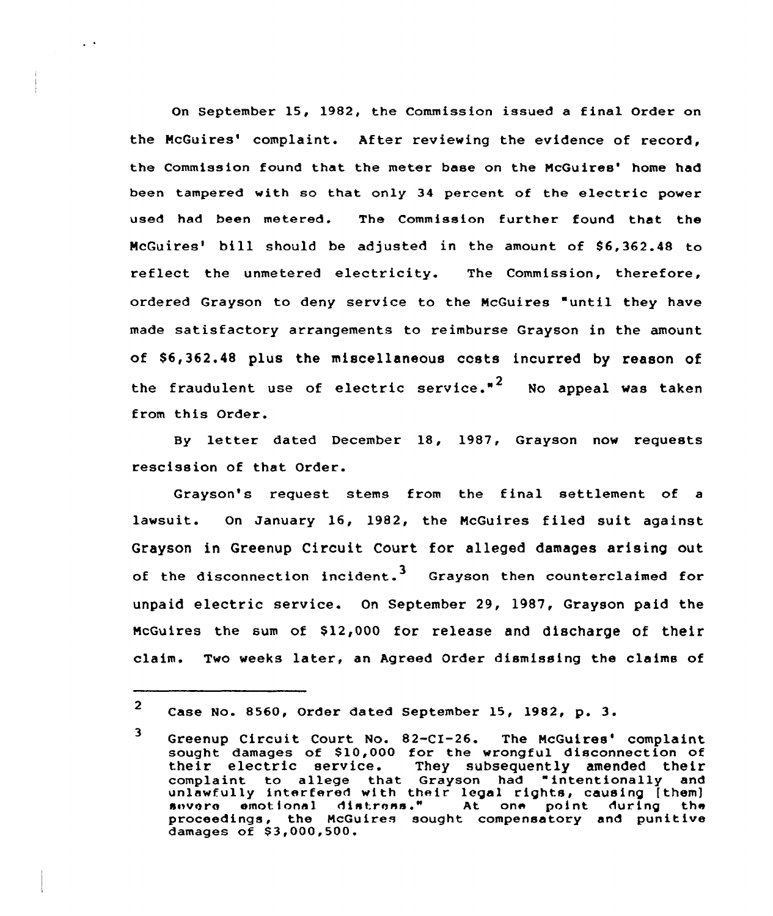On September 15, 1982, the Commission issued a final Order on the McGuires' complaint. After reviewing the evidence of record, the Commission found that the meter base on the McGuires' home had been tampered with so that only 34 percent of the electric power used had been metered. The Commission further found that the McGuires' bill should be adjusted in the amount of $6,362.48 to reflect the unmetered electricity. The Commission, therefore, ordered Grayson to deny service to the McGuires "until they have made satisfactory arrangements to reimburse Grayson in the amount of $6,362.48 plus the miscellaneous costs incurred by reason of the fraudulent use of electric service."[2] No appeal was taken from this Order.

By letter dated December 18, 1987, Grayson now requests rescission of that Order.

Grayson's request stems from the final settlement of a lawsuit. On January 16, 1982, the McGuires filed suit against Grayson in Greenup Circuit Court for alleged damages arising out of the disconnection incident.[3] Grayson then counterclaimed for unpaid electric service. On September 29, 1987, Grayson paid the McGuires the sum of $12,000 for release and discharge of their claim. Two weeks later, an Agreed Order dismissing the claims of

---

[2] Case No. 8560, Order dated September 15, 1982, p. 3.

[3] Greenup Circuit Court No. 82-CI-26. The McGuires' complaint sought damages of $10,000 for the wrongful disconnection of their electric service. They subsequently amended their complaint to allege that Grayson had "intentionally and unlawfully interfered with their legal rights, causing [them] severe emotional distress." At one point during the proceedings, the McGuires sought compensatory and punitive damages of $3,000,500.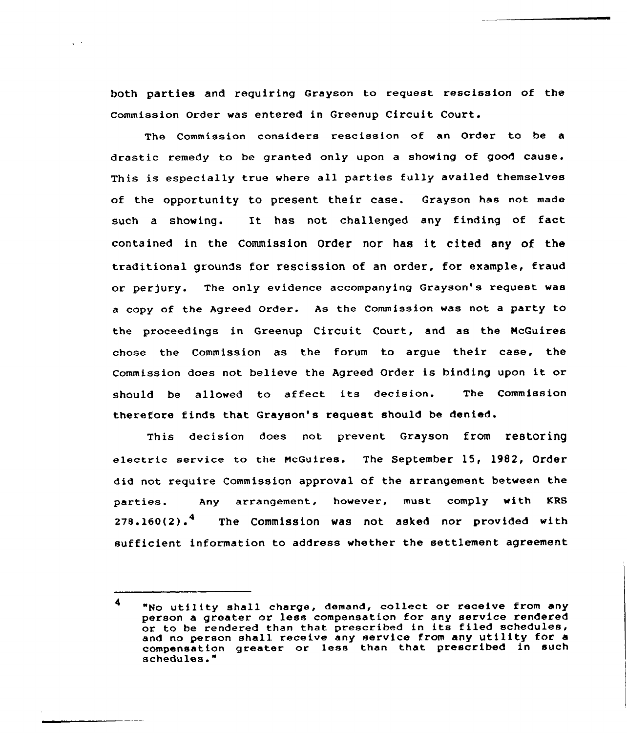both parties and requiring Grayson to request rescission of the Commission Order was entered in Greenup Circuit Court.

The Commission considers rescission of an Order to be a drastic remedy to be granted only upon a showing of good cause. This is especially true where all parties fully availed themselves of the opportunity to present their case. Grayson has not made such a showing. It has not challenged any finding of fact contained in the Commission Order nor has it cited any of the traditional grounds for rescission of an order, for example, fraud or perjury. The only evidence accompanying Grayson's request was a copy of the Agreed Order. As the Commission was not a party to the proceedings in Greenup Circuit Court, and as the McGuires chose the Commission as the forum to argue their case, the Commission does not believe the Agreed Order is binding upon it or should be allowed to affect its decision. The Commission therefore finds that Grayson's request should be denied.

This decision does not prevent Grayson from restoring electric service to the McGuires. The September 15, 1982, Order did not require Commission approval of the arrangement between the parties. Any arrangement, however, must comply with KRS 278.160(2).[4] The Commission was not asked nor provided with sufficient information to address whether the settlement agreement

---

[4] "No utility shall charge, demand, collect or receive from any person a greater or less compensation for any service rendered or to be rendered than that prescribed in its filed schedules, and no person shall receive any service from any utility for a compensation greater or less than that prescribed in such schedules."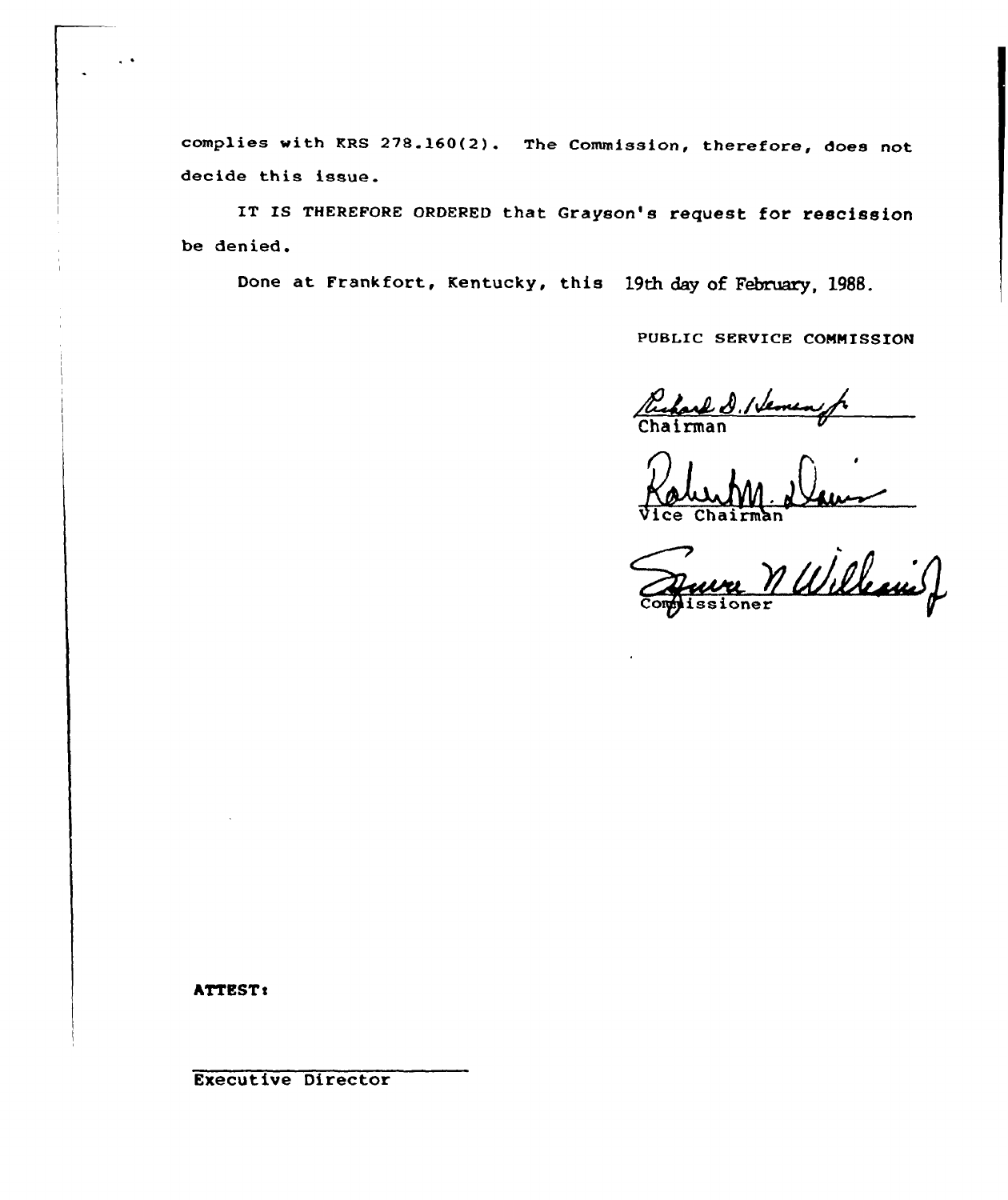complies with KRS 278.160(2). The Commission, therefore, does not decide this issue.

IT IS THEREFORE ORDERED that Grayson's request for rescission be denied.

Done at Frankfort, Kentucky, this 19th day of February, 1988.

PUBLIC SERVICE COMMISSION

Chairman

Vice Chairman

Commissioner

ATTEST:

Executive Director